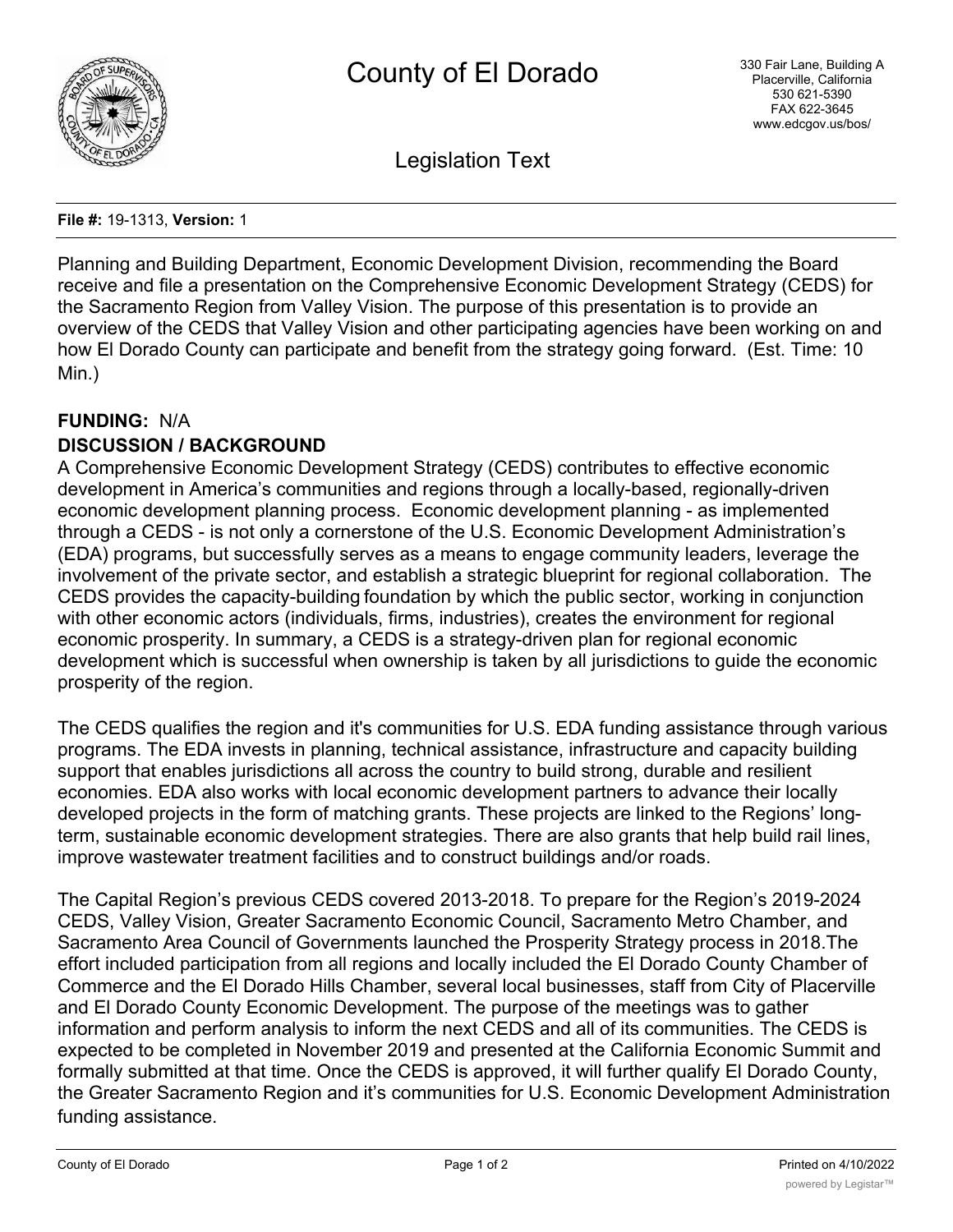# County of El Dorado

330 Fair Lane, Building A
Placerville, California
530 621-5390
FAX 622-3645
www.edcgov.us/bos/

## Legislation Text

**File #:** 19-1313, **Version:** 1

Planning and Building Department, Economic Development Division, recommending the Board receive and file a presentation on the Comprehensive Economic Development Strategy (CEDS) for the Sacramento Region from Valley Vision. The purpose of this presentation is to provide an overview of the CEDS that Valley Vision and other participating agencies have been working on and how El Dorado County can participate and benefit from the strategy going forward. (Est. Time: 10 Min.)

**FUNDING:** N/A

**DISCUSSION / BACKGROUND**

A Comprehensive Economic Development Strategy (CEDS) contributes to effective economic development in America's communities and regions through a locally-based, regionally-driven economic development planning process. Economic development planning - as implemented through a CEDS - is not only a cornerstone of the U.S. Economic Development Administration's (EDA) programs, but successfully serves as a means to engage community leaders, leverage the involvement of the private sector, and establish a strategic blueprint for regional collaboration. The CEDS provides the capacity-building foundation by which the public sector, working in conjunction with other economic actors (individuals, firms, industries), creates the environment for regional economic prosperity. In summary, a CEDS is a strategy-driven plan for regional economic development which is successful when ownership is taken by all jurisdictions to guide the economic prosperity of the region.

The CEDS qualifies the region and it's communities for U.S. EDA funding assistance through various programs. The EDA invests in planning, technical assistance, infrastructure and capacity building support that enables jurisdictions all across the country to build strong, durable and resilient economies. EDA also works with local economic development partners to advance their locally developed projects in the form of matching grants. These projects are linked to the Regions' long-term, sustainable economic development strategies. There are also grants that help build rail lines, improve wastewater treatment facilities and to construct buildings and/or roads.

The Capital Region's previous CEDS covered 2013-2018. To prepare for the Region's 2019-2024 CEDS, Valley Vision, Greater Sacramento Economic Council, Sacramento Metro Chamber, and Sacramento Area Council of Governments launched the Prosperity Strategy process in 2018.The effort included participation from all regions and locally included the El Dorado County Chamber of Commerce and the El Dorado Hills Chamber, several local businesses, staff from City of Placerville and El Dorado County Economic Development. The purpose of the meetings was to gather information and perform analysis to inform the next CEDS and all of its communities. The CEDS is expected to be completed in November 2019 and presented at the California Economic Summit and formally submitted at that time. Once the CEDS is approved, it will further qualify El Dorado County, the Greater Sacramento Region and it's communities for U.S. Economic Development Administration funding assistance.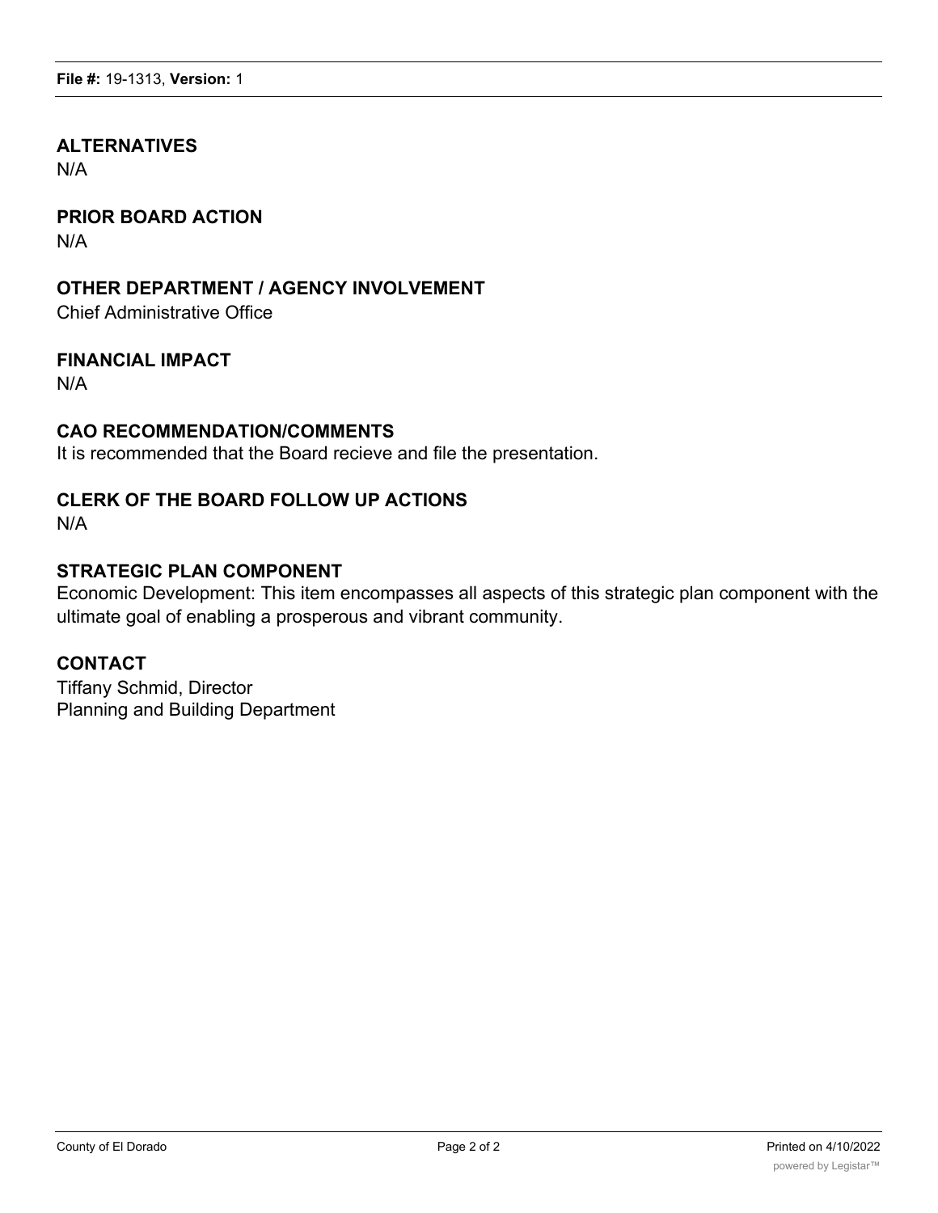## ALTERNATIVES

N/A

## PRIOR BOARD ACTION

N/A

## OTHER DEPARTMENT / AGENCY INVOLVEMENT

Chief Administrative Office

## FINANCIAL IMPACT

N/A

## CAO RECOMMENDATION/COMMENTS

It is recommended that the Board recieve and file the presentation.

## CLERK OF THE BOARD FOLLOW UP ACTIONS

N/A

## STRATEGIC PLAN COMPONENT

Economic Development: This item encompasses all aspects of this strategic plan component with the ultimate goal of enabling a prosperous and vibrant community.

## CONTACT

Tiffany Schmid, Director
Planning and Building Department